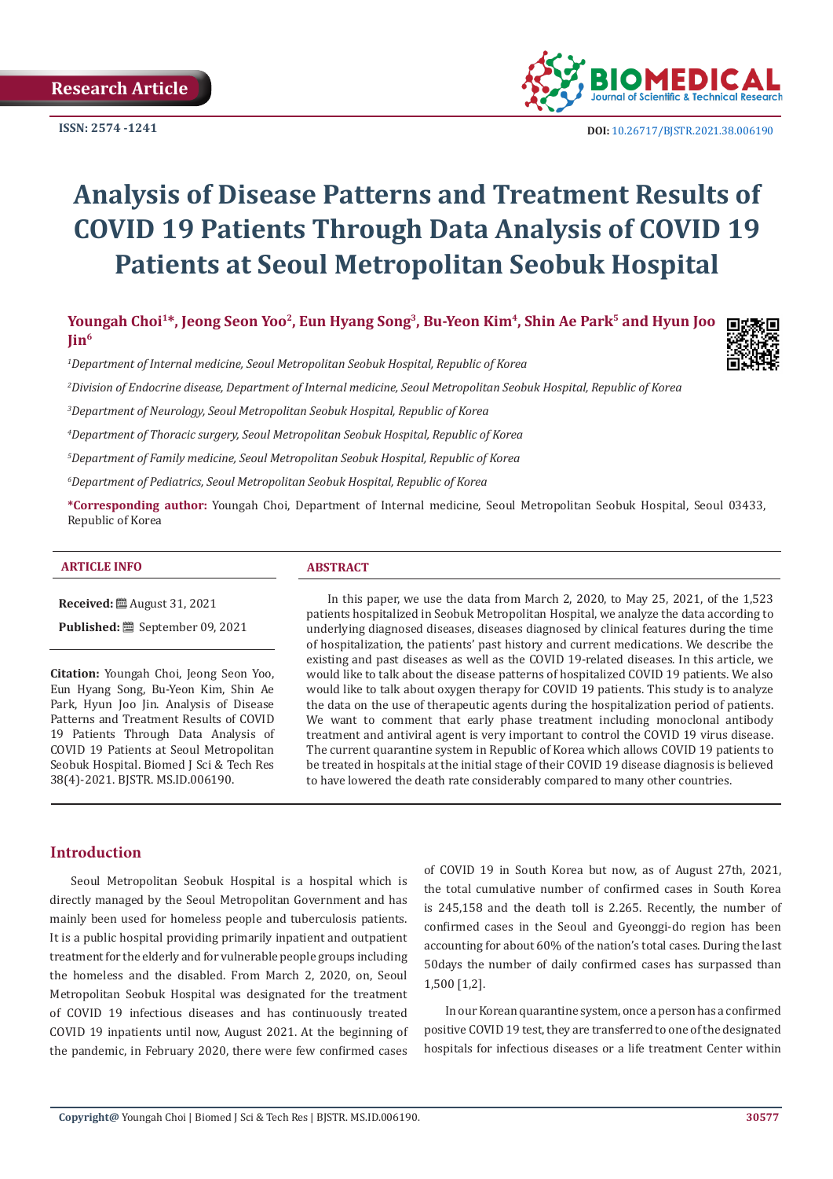Research Article

ISSN: 2574 -1241

DOI: 10.26717/BJSTR.2021.38.006190

# Analysis of Disease Patterns and Treatment Results of COVID 19 Patients Through Data Analysis of COVID 19 Patients at Seoul Metropolitan Seobuk Hospital

**Youngah Choi[1]*, Jeong Seon Yoo[2], Eun Hyang Song[3], Bu-Yeon Kim[4], Shin Ae Park[5] and Hyun Joo Jin[6]**

[1]*Department of Internal medicine, Seoul Metropolitan Seobuk Hospital, Republic of Korea*

[2]*Division of Endocrine disease, Department of Internal medicine, Seoul Metropolitan Seobuk Hospital, Republic of Korea*

[3]*Department of Neurology, Seoul Metropolitan Seobuk Hospital, Republic of Korea*

[4]*Department of Thoracic surgery, Seoul Metropolitan Seobuk Hospital, Republic of Korea*

[5]*Department of Family medicine, Seoul Metropolitan Seobuk Hospital, Republic of Korea*

[6]*Department of Pediatrics, Seoul Metropolitan Seobuk Hospital, Republic of Korea*

**\*Corresponding author:** Youngah Choi, Department of Internal medicine, Seoul Metropolitan Seobuk Hospital, Seoul 03433, Republic of Korea

## ARTICLE INFO

**Received:** August 31, 2021

**Published:** September 09, 2021

**Citation:** Youngah Choi, Jeong Seon Yoo, Eun Hyang Song, Bu-Yeon Kim, Shin Ae Park, Hyun Joo Jin. Analysis of Disease Patterns and Treatment Results of COVID 19 Patients Through Data Analysis of COVID 19 Patients at Seoul Metropolitan Seobuk Hospital. Biomed J Sci & Tech Res 38(4)-2021. BJSTR. MS.ID.006190.

## ABSTRACT

In this paper, we use the data from March 2, 2020, to May 25, 2021, of the 1,523 patients hospitalized in Seobuk Metropolitan Hospital, we analyze the data according to underlying diagnosed diseases, diseases diagnosed by clinical features during the time of hospitalization, the patients' past history and current medications. We describe the existing and past diseases as well as the COVID 19-related diseases. In this article, we would like to talk about the disease patterns of hospitalized COVID 19 patients. We also would like to talk about oxygen therapy for COVID 19 patients. This study is to analyze the data on the use of therapeutic agents during the hospitalization period of patients. We want to comment that early phase treatment including monoclonal antibody treatment and antiviral agent is very important to control the COVID 19 virus disease. The current quarantine system in Republic of Korea which allows COVID 19 patients to be treated in hospitals at the initial stage of their COVID 19 disease diagnosis is believed to have lowered the death rate considerably compared to many other countries.

## Introduction

Seoul Metropolitan Seobuk Hospital is a hospital which is directly managed by the Seoul Metropolitan Government and has mainly been used for homeless people and tuberculosis patients. It is a public hospital providing primarily inpatient and outpatient treatment for the elderly and for vulnerable people groups including the homeless and the disabled. From March 2, 2020, on, Seoul Metropolitan Seobuk Hospital was designated for the treatment of COVID 19 infectious diseases and has continuously treated COVID 19 inpatients until now, August 2021. At the beginning of the pandemic, in February 2020, there were few confirmed cases of COVID 19 in South Korea but now, as of August 27th, 2021, the total cumulative number of confirmed cases in South Korea is 245,158 and the death toll is 2.265. Recently, the number of confirmed cases in the Seoul and Gyeonggi-do region has been accounting for about 60% of the nation's total cases. During the last 50days the number of daily confirmed cases has surpassed than 1,500 [1,2].

In our Korean quarantine system, once a person has a confirmed positive COVID 19 test, they are transferred to one of the designated hospitals for infectious diseases or a life treatment Center within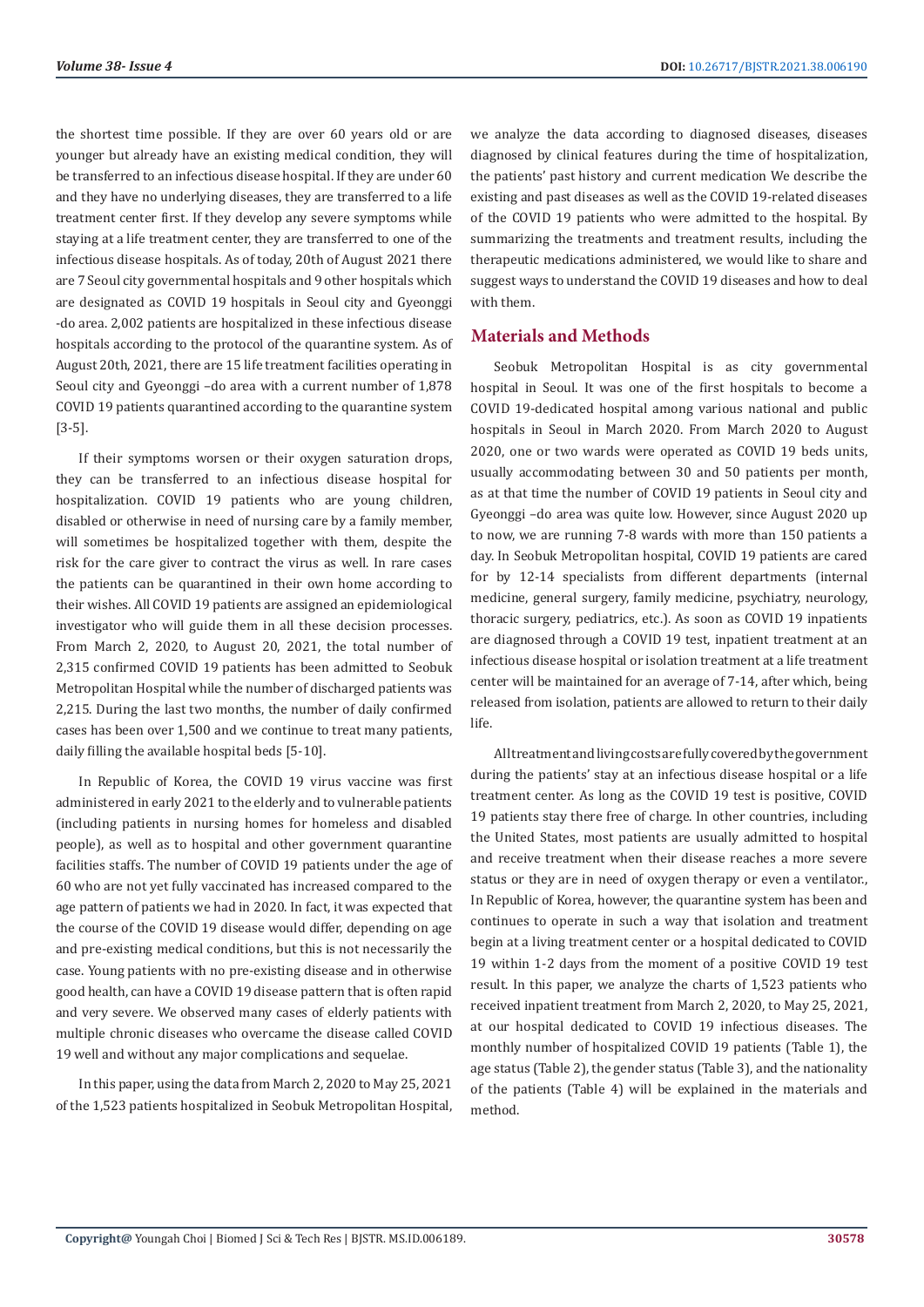the shortest time possible. If they are over 60 years old or are younger but already have an existing medical condition, they will be transferred to an infectious disease hospital. If they are under 60 and they have no underlying diseases, they are transferred to a life treatment center first. If they develop any severe symptoms while staying at a life treatment center, they are transferred to one of the infectious disease hospitals. As of today, 20th of August 2021 there are 7 Seoul city governmental hospitals and 9 other hospitals which are designated as COVID 19 hospitals in Seoul city and Gyeonggi -do area. 2,002 patients are hospitalized in these infectious disease hospitals according to the protocol of the quarantine system. As of August 20th, 2021, there are 15 life treatment facilities operating in Seoul city and Gyeonggi –do area with a current number of 1,878 COVID 19 patients quarantined according to the quarantine system [3-5].

If their symptoms worsen or their oxygen saturation drops, they can be transferred to an infectious disease hospital for hospitalization. COVID 19 patients who are young children, disabled or otherwise in need of nursing care by a family member, will sometimes be hospitalized together with them, despite the risk for the care giver to contract the virus as well. In rare cases the patients can be quarantined in their own home according to their wishes. All COVID 19 patients are assigned an epidemiological investigator who will guide them in all these decision processes. From March 2, 2020, to August 20, 2021, the total number of 2,315 confirmed COVID 19 patients has been admitted to Seobuk Metropolitan Hospital while the number of discharged patients was 2,215. During the last two months, the number of daily confirmed cases has been over 1,500 and we continue to treat many patients, daily filling the available hospital beds [5-10].

In Republic of Korea, the COVID 19 virus vaccine was first administered in early 2021 to the elderly and to vulnerable patients (including patients in nursing homes for homeless and disabled people), as well as to hospital and other government quarantine facilities staffs. The number of COVID 19 patients under the age of 60 who are not yet fully vaccinated has increased compared to the age pattern of patients we had in 2020. In fact, it was expected that the course of the COVID 19 disease would differ, depending on age and pre-existing medical conditions, but this is not necessarily the case. Young patients with no pre-existing disease and in otherwise good health, can have a COVID 19 disease pattern that is often rapid and very severe. We observed many cases of elderly patients with multiple chronic diseases who overcame the disease called COVID 19 well and without any major complications and sequelae.

In this paper, using the data from March 2, 2020 to May 25, 2021 of the 1,523 patients hospitalized in Seobuk Metropolitan Hospital, we analyze the data according to diagnosed diseases, diseases diagnosed by clinical features during the time of hospitalization, the patients' past history and current medication We describe the existing and past diseases as well as the COVID 19-related diseases of the COVID 19 patients who were admitted to the hospital. By summarizing the treatments and treatment results, including the therapeutic medications administered, we would like to share and suggest ways to understand the COVID 19 diseases and how to deal with them.

## Materials and Methods

Seobuk Metropolitan Hospital is as city governmental hospital in Seoul. It was one of the first hospitals to become a COVID 19-dedicated hospital among various national and public hospitals in Seoul in March 2020. From March 2020 to August 2020, one or two wards were operated as COVID 19 beds units, usually accommodating between 30 and 50 patients per month, as at that time the number of COVID 19 patients in Seoul city and Gyeonggi –do area was quite low. However, since August 2020 up to now, we are running 7-8 wards with more than 150 patients a day. In Seobuk Metropolitan hospital, COVID 19 patients are cared for by 12-14 specialists from different departments (internal medicine, general surgery, family medicine, psychiatry, neurology, thoracic surgery, pediatrics, etc.). As soon as COVID 19 inpatients are diagnosed through a COVID 19 test, inpatient treatment at an infectious disease hospital or isolation treatment at a life treatment center will be maintained for an average of 7-14, after which, being released from isolation, patients are allowed to return to their daily life.

All treatment and living costs are fully covered by the government during the patients' stay at an infectious disease hospital or a life treatment center. As long as the COVID 19 test is positive, COVID 19 patients stay there free of charge. In other countries, including the United States, most patients are usually admitted to hospital and receive treatment when their disease reaches a more severe status or they are in need of oxygen therapy or even a ventilator., In Republic of Korea, however, the quarantine system has been and continues to operate in such a way that isolation and treatment begin at a living treatment center or a hospital dedicated to COVID 19 within 1-2 days from the moment of a positive COVID 19 test result. In this paper, we analyze the charts of 1,523 patients who received inpatient treatment from March 2, 2020, to May 25, 2021, at our hospital dedicated to COVID 19 infectious diseases. The monthly number of hospitalized COVID 19 patients (Table 1), the age status (Table 2), the gender status (Table 3), and the nationality of the patients (Table 4) will be explained in the materials and method.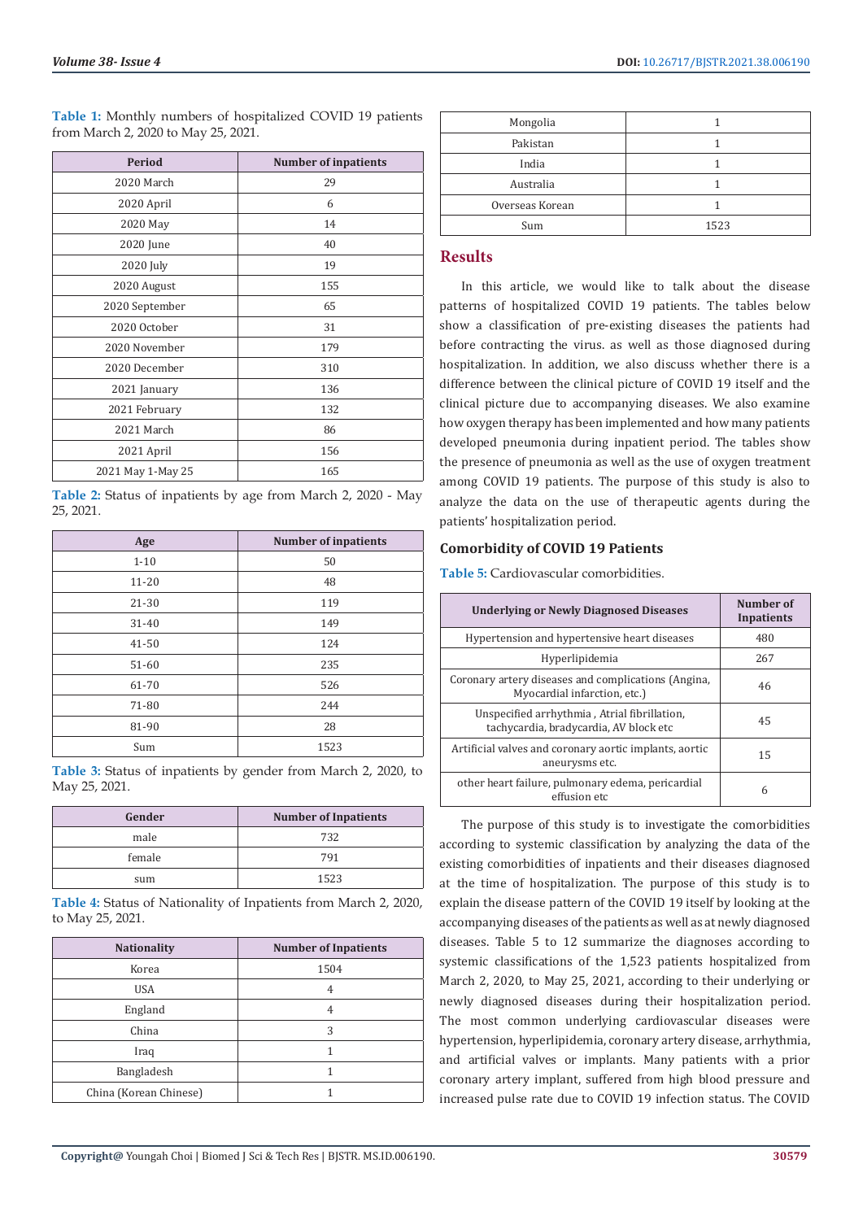**Table 1:** Monthly numbers of hospitalized COVID 19 patients from March 2, 2020 to May 25, 2021.

| Period | Number of inpatients |
|---|---|
| 2020 March | 29 |
| 2020 April | 6 |
| 2020 May | 14 |
| 2020 June | 40 |
| 2020 July | 19 |
| 2020 August | 155 |
| 2020 September | 65 |
| 2020 October | 31 |
| 2020 November | 179 |
| 2020 December | 310 |
| 2021 January | 136 |
| 2021 February | 132 |
| 2021 March | 86 |
| 2021 April | 156 |
| 2021 May 1-May 25 | 165 |

**Table 2:** Status of inpatients by age from March 2, 2020 - May 25, 2021.

| Age | Number of inpatients |
|---|---|
| 1-10 | 50 |
| 11-20 | 48 |
| 21-30 | 119 |
| 31-40 | 149 |
| 41-50 | 124 |
| 51-60 | 235 |
| 61-70 | 526 |
| 71-80 | 244 |
| 81-90 | 28 |
| Sum | 1523 |

**Table 3:** Status of inpatients by gender from March 2, 2020, to May 25, 2021.

| Gender | Number of Inpatients |
|---|---|
| male | 732 |
| female | 791 |
| sum | 1523 |

**Table 4:** Status of Nationality of Inpatients from March 2, 2020, to May 25, 2021.

| Nationality | Number of Inpatients |
|---|---|
| Korea | 1504 |
| USA | 4 |
| England | 4 |
| China | 3 |
| Iraq | 1 |
| Bangladesh | 1 |
| China (Korean Chinese) | 1 |
| Mongolia | 1 |
| Pakistan | 1 |
| India | 1 |
| Australia | 1 |
| Overseas Korean | 1 |
| Sum | 1523 |

## Results

In this article, we would like to talk about the disease patterns of hospitalized COVID 19 patients. The tables below show a classification of pre-existing diseases the patients had before contracting the virus. as well as those diagnosed during hospitalization. In addition, we also discuss whether there is a difference between the clinical picture of COVID 19 itself and the clinical picture due to accompanying diseases. We also examine how oxygen therapy has been implemented and how many patients developed pneumonia during inpatient period. The tables show the presence of pneumonia as well as the use of oxygen treatment among COVID 19 patients. The purpose of this study is also to analyze the data on the use of therapeutic agents during the patients' hospitalization period.

### Comorbidity of COVID 19 Patients

**Table 5:** Cardiovascular comorbidities.

| Underlying or Newly Diagnosed Diseases | Number of Inpatients |
|---|---|
| Hypertension and hypertensive heart diseases | 480 |
| Hyperlipidemia | 267 |
| Coronary artery diseases and complications (Angina, Myocardial infarction, etc.) | 46 |
| Unspecified arrhythmia , Atrial fibrillation, tachycardia, bradycardia, AV block etc | 45 |
| Artificial valves and coronary aortic implants, aortic aneurysms etc. | 15 |
| other heart failure, pulmonary edema, pericardial effusion etc | 6 |

The purpose of this study is to investigate the comorbidities according to systemic classification by analyzing the data of the existing comorbidities of inpatients and their diseases diagnosed at the time of hospitalization. The purpose of this study is to explain the disease pattern of the COVID 19 itself by looking at the accompanying diseases of the patients as well as at newly diagnosed diseases. Table 5 to 12 summarize the diagnoses according to systemic classifications of the 1,523 patients hospitalized from March 2, 2020, to May 25, 2021, according to their underlying or newly diagnosed diseases during their hospitalization period. The most common underlying cardiovascular diseases were hypertension, hyperlipidemia, coronary artery disease, arrhythmia, and artificial valves or implants. Many patients with a prior coronary artery implant, suffered from high blood pressure and increased pulse rate due to COVID 19 infection status. The COVID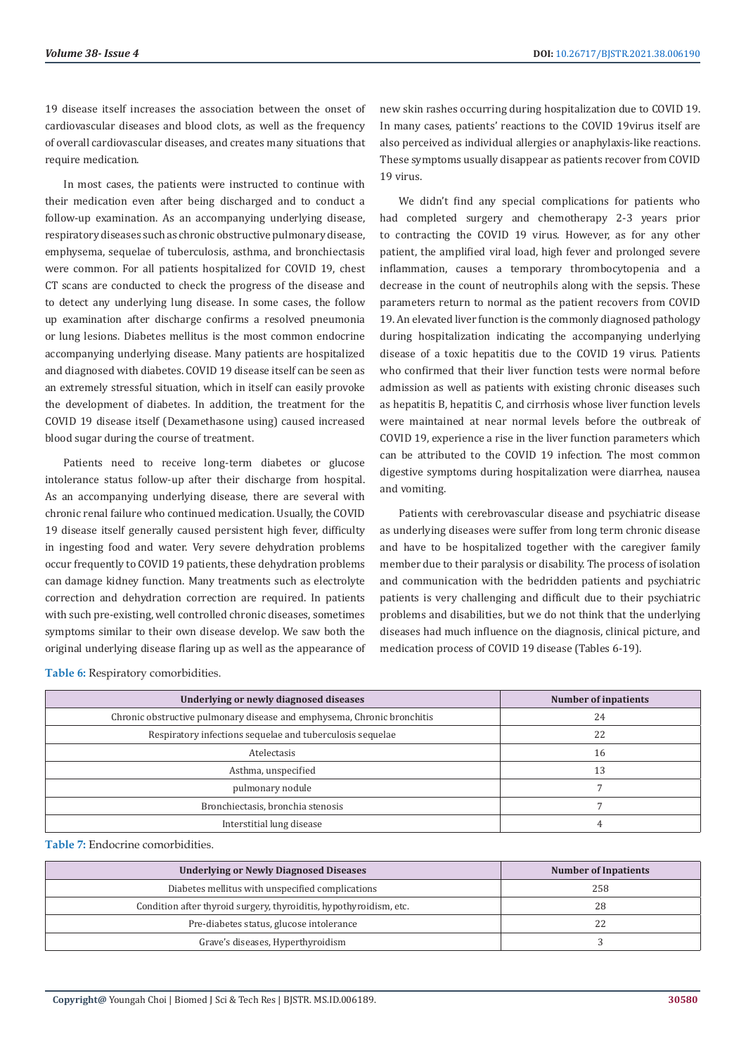19 disease itself increases the association between the onset of cardiovascular diseases and blood clots, as well as the frequency of overall cardiovascular diseases, and creates many situations that require medication.

In most cases, the patients were instructed to continue with their medication even after being discharged and to conduct a follow-up examination. As an accompanying underlying disease, respiratory diseases such as chronic obstructive pulmonary disease, emphysema, sequelae of tuberculosis, asthma, and bronchiectasis were common. For all patients hospitalized for COVID 19, chest CT scans are conducted to check the progress of the disease and to detect any underlying lung disease. In some cases, the follow up examination after discharge confirms a resolved pneumonia or lung lesions. Diabetes mellitus is the most common endocrine accompanying underlying disease. Many patients are hospitalized and diagnosed with diabetes. COVID 19 disease itself can be seen as an extremely stressful situation, which in itself can easily provoke the development of diabetes. In addition, the treatment for the COVID 19 disease itself (Dexamethasone using) caused increased blood sugar during the course of treatment.

Patients need to receive long-term diabetes or glucose intolerance status follow-up after their discharge from hospital. As an accompanying underlying disease, there are several with chronic renal failure who continued medication. Usually, the COVID 19 disease itself generally caused persistent high fever, difficulty in ingesting food and water. Very severe dehydration problems occur frequently to COVID 19 patients, these dehydration problems can damage kidney function. Many treatments such as electrolyte correction and dehydration correction are required. In patients with such pre-existing, well controlled chronic diseases, sometimes symptoms similar to their own disease develop. We saw both the original underlying disease flaring up as well as the appearance of new skin rashes occurring during hospitalization due to COVID 19. In many cases, patients' reactions to the COVID 19virus itself are also perceived as individual allergies or anaphylaxis-like reactions. These symptoms usually disappear as patients recover from COVID 19 virus.

We didn't find any special complications for patients who had completed surgery and chemotherapy 2-3 years prior to contracting the COVID 19 virus. However, as for any other patient, the amplified viral load, high fever and prolonged severe inflammation, causes a temporary thrombocytopenia and a decrease in the count of neutrophils along with the sepsis. These parameters return to normal as the patient recovers from COVID 19. An elevated liver function is the commonly diagnosed pathology during hospitalization indicating the accompanying underlying disease of a toxic hepatitis due to the COVID 19 virus. Patients who confirmed that their liver function tests were normal before admission as well as patients with existing chronic diseases such as hepatitis B, hepatitis C, and cirrhosis whose liver function levels were maintained at near normal levels before the outbreak of COVID 19, experience a rise in the liver function parameters which can be attributed to the COVID 19 infection. The most common digestive symptoms during hospitalization were diarrhea, nausea and vomiting.

Patients with cerebrovascular disease and psychiatric disease as underlying diseases were suffer from long term chronic disease and have to be hospitalized together with the caregiver family member due to their paralysis or disability. The process of isolation and communication with the bedridden patients and psychiatric patients is very challenging and difficult due to their psychiatric problems and disabilities, but we do not think that the underlying diseases had much influence on the diagnosis, clinical picture, and medication process of COVID 19 disease (Tables 6-19).

**Table 6:** Respiratory comorbidities.

| Underlying or newly diagnosed diseases | Number of inpatients |
|---|---|
| Chronic obstructive pulmonary disease and emphysema, Chronic bronchitis | 24 |
| Respiratory infections sequelae and tuberculosis sequelae | 22 |
| Atelectasis | 16 |
| Asthma, unspecified | 13 |
| pulmonary nodule | 7 |
| Bronchiectasis, bronchia stenosis | 7 |
| Interstitial lung disease | 4 |

**Table 7:** Endocrine comorbidities.

| Underlying or Newly Diagnosed Diseases | Number of Inpatients |
|---|---|
| Diabetes mellitus with unspecified complications | 258 |
| Condition after thyroid surgery, thyroiditis, hypothyroidism, etc. | 28 |
| Pre-diabetes status, glucose intolerance | 22 |
| Grave's diseases, Hyperthyroidism | 3 |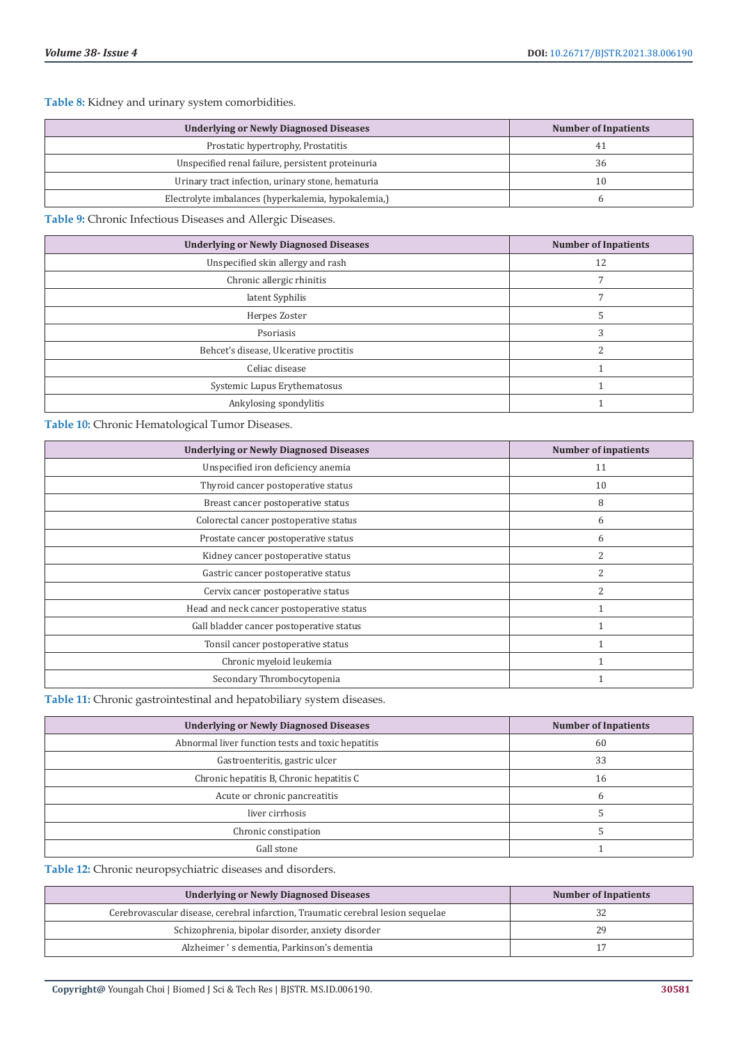**Table 8:** Kidney and urinary system comorbidities.

| Underlying or Newly Diagnosed Diseases | Number of Inpatients |
|---|---|
| Prostatic hypertrophy, Prostatitis | 41 |
| Unspecified renal failure, persistent proteinuria | 36 |
| Urinary tract infection, urinary stone, hematuria | 10 |
| Electrolyte imbalances (hyperkalemia, hypokalemia,) | 6 |

**Table 9:** Chronic Infectious Diseases and Allergic Diseases.

| Underlying or Newly Diagnosed Diseases | Number of Inpatients |
|---|---|
| Unspecified skin allergy and rash | 12 |
| Chronic allergic rhinitis | 7 |
| latent Syphilis | 7 |
| Herpes Zoster | 5 |
| Psoriasis | 3 |
| Behcet's disease, Ulcerative proctitis | 2 |
| Celiac disease | 1 |
| Systemic Lupus Erythematosus | 1 |
| Ankylosing spondylitis | 1 |

**Table 10:** Chronic Hematological Tumor Diseases.

| Underlying or Newly Diagnosed Diseases | Number of inpatients |
|---|---|
| Unspecified iron deficiency anemia | 11 |
| Thyroid cancer postoperative status | 10 |
| Breast cancer postoperative status | 8 |
| Colorectal cancer postoperative status | 6 |
| Prostate cancer postoperative status | 6 |
| Kidney cancer postoperative status | 2 |
| Gastric cancer postoperative status | 2 |
| Cervix cancer postoperative status | 2 |
| Head and neck cancer postoperative status | 1 |
| Gall bladder cancer postoperative status | 1 |
| Tonsil cancer postoperative status | 1 |
| Chronic myeloid leukemia | 1 |
| Secondary Thrombocytopenia | 1 |

**Table 11:** Chronic gastrointestinal and hepatobiliary system diseases.

| Underlying or Newly Diagnosed Diseases | Number of Inpatients |
|---|---|
| Abnormal liver function tests and toxic hepatitis | 60 |
| Gastroenteritis, gastric ulcer | 33 |
| Chronic hepatitis B, Chronic hepatitis C | 16 |
| Acute or chronic pancreatitis | 6 |
| liver cirrhosis | 5 |
| Chronic constipation | 5 |
| Gall stone | 1 |

**Table 12:** Chronic neuropsychiatric diseases and disorders.

| Underlying or Newly Diagnosed Diseases | Number of Inpatients |
|---|---|
| Cerebrovascular disease, cerebral infarction, Traumatic cerebral lesion sequelae | 32 |
| Schizophrenia, bipolar disorder, anxiety disorder | 29 |
| Alzheimer ' s dementia, Parkinson's dementia | 17 |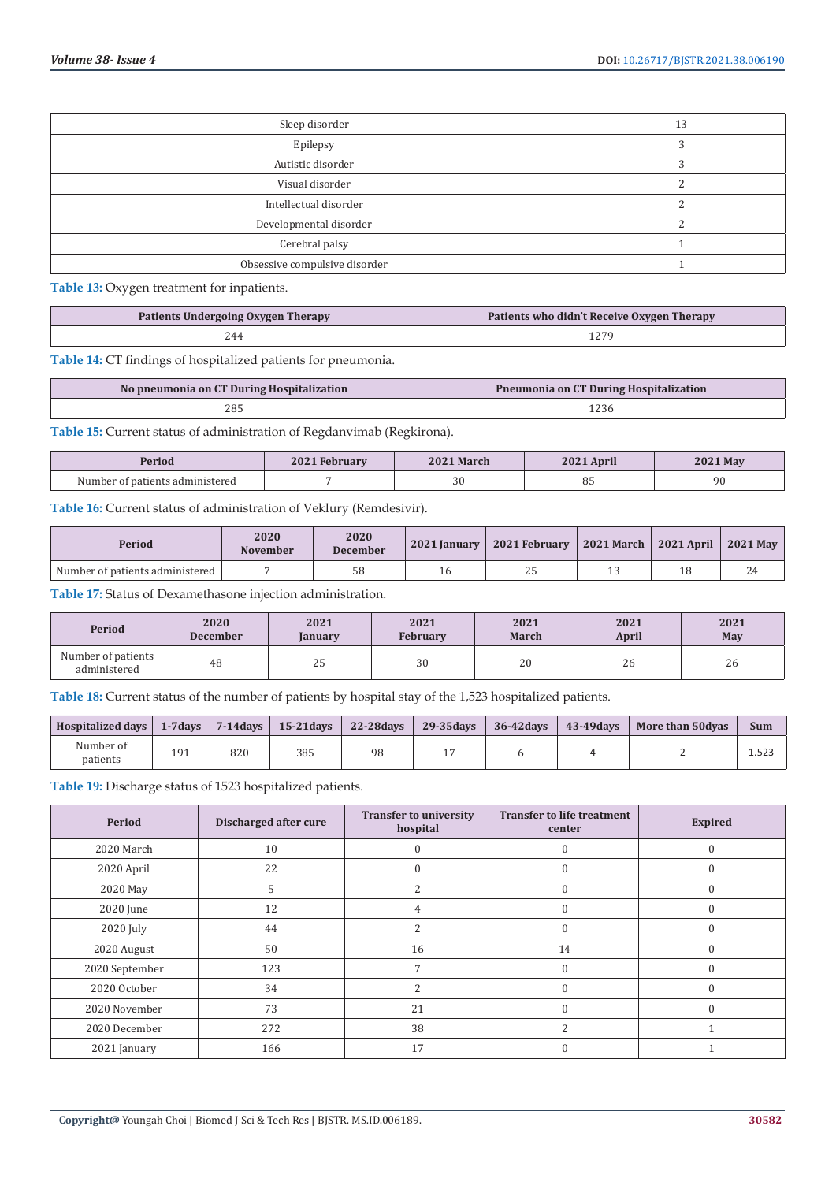| | |
|---|---|
| Sleep disorder | 13 |
| Epilepsy | 3 |
| Autistic disorder | 3 |
| Visual disorder | 2 |
| Intellectual disorder | 2 |
| Developmental disorder | 2 |
| Cerebral palsy | 1 |
| Obsessive compulsive disorder | 1 |

**Table 13:** Oxygen treatment for inpatients.

| Patients Undergoing Oxygen Therapy | Patients who didn't Receive Oxygen Therapy |
|---|---|
| 244 | 1279 |

**Table 14:** CT findings of hospitalized patients for pneumonia.

| No pneumonia on CT During Hospitalization | Pneumonia on CT During Hospitalization |
|---|---|
| 285 | 1236 |

**Table 15:** Current status of administration of Regdanvimab (Regkirona).

| Period | 2021 February | 2021 March | 2021 April | 2021 May |
|---|---|---|---|---|
| Number of patients administered | 7 | 30 | 85 | 90 |

**Table 16:** Current status of administration of Veklury (Remdesivir).

| Period | 2020 November | 2020 December | 2021 January | 2021 February | 2021 March | 2021 April | 2021 May |
|---|---|---|---|---|---|---|---|
| Number of patients administered | 7 | 58 | 16 | 25 | 13 | 18 | 24 |

**Table 17:** Status of Dexamethasone injection administration.

| Period | 2020 December | 2021 January | 2021 February | 2021 March | 2021 April | 2021 May |
|---|---|---|---|---|---|---|
| Number of patients administered | 48 | 25 | 30 | 20 | 26 | 26 |

**Table 18:** Current status of the number of patients by hospital stay of the 1,523 hospitalized patients.

| Hospitalized days | 1-7days | 7-14days | 15-21days | 22-28days | 29-35days | 36-42days | 43-49days | More than 50dyas | Sum |
|---|---|---|---|---|---|---|---|---|---|
| Number of patients | 191 | 820 | 385 | 98 | 17 | 6 | 4 | 2 | 1.523 |

**Table 19:** Discharge status of 1523 hospitalized patients.

| Period | Discharged after cure | Transfer to university hospital | Transfer to life treatment center | Expired |
|---|---|---|---|---|
| 2020 March | 10 | 0 | 0 | 0 |
| 2020 April | 22 | 0 | 0 | 0 |
| 2020 May | 5 | 2 | 0 | 0 |
| 2020 June | 12 | 4 | 0 | 0 |
| 2020 July | 44 | 2 | 0 | 0 |
| 2020 August | 50 | 16 | 14 | 0 |
| 2020 September | 123 | 7 | 0 | 0 |
| 2020 October | 34 | 2 | 0 | 0 |
| 2020 November | 73 | 21 | 0 | 0 |
| 2020 December | 272 | 38 | 2 | 1 |
| 2021 January | 166 | 17 | 0 | 1 |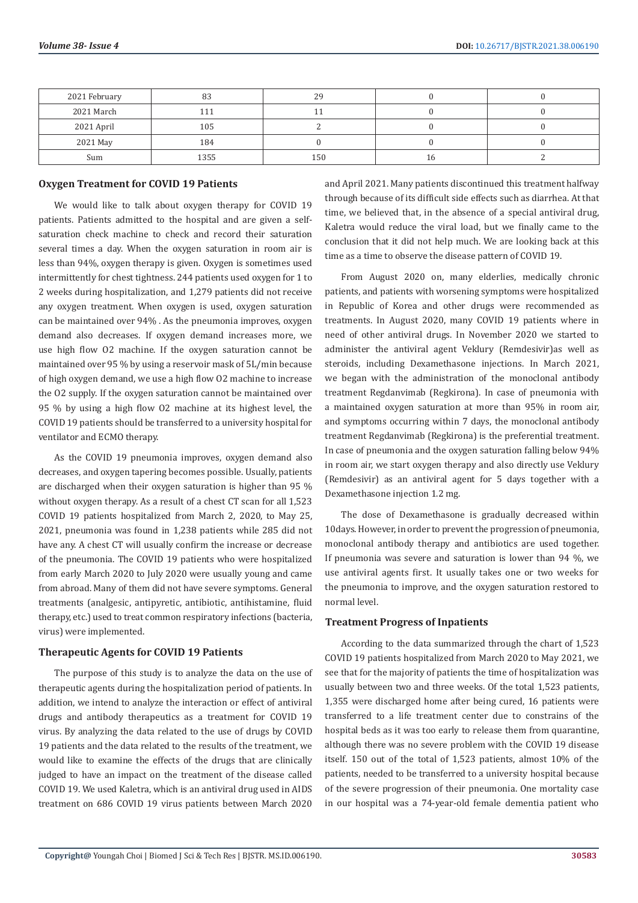| | | | | |
|---|---|---|---|---|
| 2021 February | 83 | 29 | 0 | 0 |
| 2021 March | 111 | 11 | 0 | 0 |
| 2021 April | 105 | 2 | 0 | 0 |
| 2021 May | 184 | 0 | 0 | 0 |
| Sum | 1355 | 150 | 16 | 2 |

## Oxygen Treatment for COVID 19 Patients

We would like to talk about oxygen therapy for COVID 19 patients. Patients admitted to the hospital and are given a self-saturation check machine to check and record their saturation several times a day. When the oxygen saturation in room air is less than 94%, oxygen therapy is given. Oxygen is sometimes used intermittently for chest tightness. 244 patients used oxygen for 1 to 2 weeks during hospitalization, and 1,279 patients did not receive any oxygen treatment. When oxygen is used, oxygen saturation can be maintained over 94% . As the pneumonia improves, oxygen demand also decreases. If oxygen demand increases more, we use high flow O2 machine. If the oxygen saturation cannot be maintained over 95 % by using a reservoir mask of 5L/min because of high oxygen demand, we use a high flow O2 machine to increase the O2 supply. If the oxygen saturation cannot be maintained over 95 % by using a high flow O2 machine at its highest level, the COVID 19 patients should be transferred to a university hospital for ventilator and ECMO therapy.

As the COVID 19 pneumonia improves, oxygen demand also decreases, and oxygen tapering becomes possible. Usually, patients are discharged when their oxygen saturation is higher than 95 % without oxygen therapy. As a result of a chest CT scan for all 1,523 COVID 19 patients hospitalized from March 2, 2020, to May 25, 2021, pneumonia was found in 1,238 patients while 285 did not have any. A chest CT will usually confirm the increase or decrease of the pneumonia. The COVID 19 patients who were hospitalized from early March 2020 to July 2020 were usually young and came from abroad. Many of them did not have severe symptoms. General treatments (analgesic, antipyretic, antibiotic, antihistamine, fluid therapy, etc.) used to treat common respiratory infections (bacteria, virus) were implemented.

## Therapeutic Agents for COVID 19 Patients

The purpose of this study is to analyze the data on the use of therapeutic agents during the hospitalization period of patients. In addition, we intend to analyze the interaction or effect of antiviral drugs and antibody therapeutics as a treatment for COVID 19 virus. By analyzing the data related to the use of drugs by COVID 19 patients and the data related to the results of the treatment, we would like to examine the effects of the drugs that are clinically judged to have an impact on the treatment of the disease called COVID 19. We used Kaletra, which is an antiviral drug used in AIDS treatment on 686 COVID 19 virus patients between March 2020 and April 2021. Many patients discontinued this treatment halfway through because of its difficult side effects such as diarrhea. At that time, we believed that, in the absence of a special antiviral drug, Kaletra would reduce the viral load, but we finally came to the conclusion that it did not help much. We are looking back at this time as a time to observe the disease pattern of COVID 19.

From August 2020 on, many elderlies, medically chronic patients, and patients with worsening symptoms were hospitalized in Republic of Korea and other drugs were recommended as treatments. In August 2020, many COVID 19 patients where in need of other antiviral drugs. In November 2020 we started to administer the antiviral agent Veklury (Remdesivir)as well as steroids, including Dexamethasone injections. In March 2021, we began with the administration of the monoclonal antibody treatment Regdanvimab (Regkirona). In case of pneumonia with a maintained oxygen saturation at more than 95% in room air, and symptoms occurring within 7 days, the monoclonal antibody treatment Regdanvimab (Regkirona) is the preferential treatment. In case of pneumonia and the oxygen saturation falling below 94% in room air, we start oxygen therapy and also directly use Veklury (Remdesivir) as an antiviral agent for 5 days together with a Dexamethasone injection 1.2 mg.

The dose of Dexamethasone is gradually decreased within 10days. However, in order to prevent the progression of pneumonia, monoclonal antibody therapy and antibiotics are used together. If pneumonia was severe and saturation is lower than 94 %, we use antiviral agents first. It usually takes one or two weeks for the pneumonia to improve, and the oxygen saturation restored to normal level.

## Treatment Progress of Inpatients

According to the data summarized through the chart of 1,523 COVID 19 patients hospitalized from March 2020 to May 2021, we see that for the majority of patients the time of hospitalization was usually between two and three weeks. Of the total 1,523 patients, 1,355 were discharged home after being cured, 16 patients were transferred to a life treatment center due to constrains of the hospital beds as it was too early to release them from quarantine, although there was no severe problem with the COVID 19 disease itself. 150 out of the total of 1,523 patients, almost 10% of the patients, needed to be transferred to a university hospital because of the severe progression of their pneumonia. One mortality case in our hospital was a 74-year-old female dementia patient who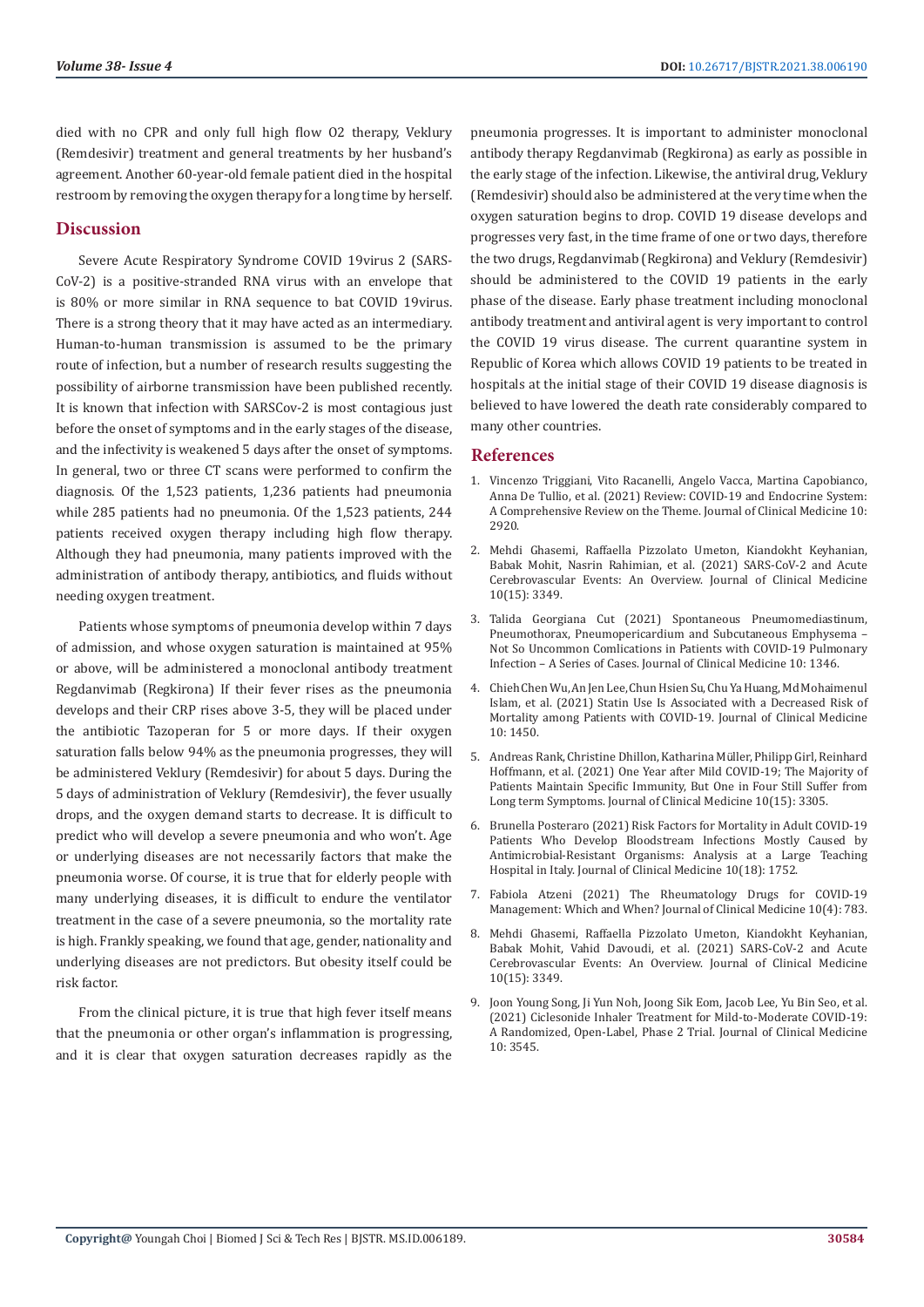died with no CPR and only full high flow O2 therapy, Veklury (Remdesivir) treatment and general treatments by her husband's agreement. Another 60-year-old female patient died in the hospital restroom by removing the oxygen therapy for a long time by herself.

## Discussion

Severe Acute Respiratory Syndrome COVID 19virus 2 (SARS-CoV-2) is a positive-stranded RNA virus with an envelope that is 80% or more similar in RNA sequence to bat COVID 19virus. There is a strong theory that it may have acted as an intermediary. Human-to-human transmission is assumed to be the primary route of infection, but a number of research results suggesting the possibility of airborne transmission have been published recently. It is known that infection with SARSCov-2 is most contagious just before the onset of symptoms and in the early stages of the disease, and the infectivity is weakened 5 days after the onset of symptoms. In general, two or three CT scans were performed to confirm the diagnosis. Of the 1,523 patients, 1,236 patients had pneumonia while 285 patients had no pneumonia. Of the 1,523 patients, 244 patients received oxygen therapy including high flow therapy. Although they had pneumonia, many patients improved with the administration of antibody therapy, antibiotics, and fluids without needing oxygen treatment.

Patients whose symptoms of pneumonia develop within 7 days of admission, and whose oxygen saturation is maintained at 95% or above, will be administered a monoclonal antibody treatment Regdanvimab (Regkirona) If their fever rises as the pneumonia develops and their CRP rises above 3-5, they will be placed under the antibiotic Tazoperan for 5 or more days. If their oxygen saturation falls below 94% as the pneumonia progresses, they will be administered Veklury (Remdesivir) for about 5 days. During the 5 days of administration of Veklury (Remdesivir), the fever usually drops, and the oxygen demand starts to decrease. It is difficult to predict who will develop a severe pneumonia and who won't. Age or underlying diseases are not necessarily factors that make the pneumonia worse. Of course, it is true that for elderly people with many underlying diseases, it is difficult to endure the ventilator treatment in the case of a severe pneumonia, so the mortality rate is high. Frankly speaking, we found that age, gender, nationality and underlying diseases are not predictors. But obesity itself could be risk factor.

From the clinical picture, it is true that high fever itself means that the pneumonia or other organ's inflammation is progressing, and it is clear that oxygen saturation decreases rapidly as the pneumonia progresses. It is important to administer monoclonal antibody therapy Regdanvimab (Regkirona) as early as possible in the early stage of the infection. Likewise, the antiviral drug, Veklury (Remdesivir) should also be administered at the very time when the oxygen saturation begins to drop. COVID 19 disease develops and progresses very fast, in the time frame of one or two days, therefore the two drugs, Regdanvimab (Regkirona) and Veklury (Remdesivir) should be administered to the COVID 19 patients in the early phase of the disease. Early phase treatment including monoclonal antibody treatment and antiviral agent is very important to control the COVID 19 virus disease. The current quarantine system in Republic of Korea which allows COVID 19 patients to be treated in hospitals at the initial stage of their COVID 19 disease diagnosis is believed to have lowered the death rate considerably compared to many other countries.

## References

1. Vincenzo Triggiani, Vito Racanelli, Angelo Vacca, Martina Capobianco, Anna De Tullio, et al. (2021) Review: COVID-19 and Endocrine System: A Comprehensive Review on the Theme. Journal of Clinical Medicine 10: 2920.
2. Mehdi Ghasemi, Raffaella Pizzolato Umeton, Kiandokht Keyhanian, Babak Mohit, Nasrin Rahimian, et al. (2021) SARS-CoV-2 and Acute Cerebrovascular Events: An Overview. Journal of Clinical Medicine 10(15): 3349.
3. Talida Georgiana Cut (2021) Spontaneous Pneumomediastinum, Pneumothorax, Pneumopericardium and Subcutaneous Emphysema – Not So Uncommon Comlications in Patients with COVID-19 Pulmonary Infection – A Series of Cases. Journal of Clinical Medicine 10: 1346.
4. Chieh Chen Wu, An Jen Lee, Chun Hsien Su, Chu Ya Huang, Md Mohaimenul Islam, et al. (2021) Statin Use Is Associated with a Decreased Risk of Mortality among Patients with COVID-19. Journal of Clinical Medicine 10: 1450.
5. Andreas Rank, Christine Dhillon, Katharina Müller, Philipp Girl, Reinhard Hoffmann, et al. (2021) One Year after Mild COVID-19; The Majority of Patients Maintain Specific Immunity, But One in Four Still Suffer from Long term Symptoms. Journal of Clinical Medicine 10(15): 3305.
6. Brunella Posteraro (2021) Risk Factors for Mortality in Adult COVID-19 Patients Who Develop Bloodstream Infections Mostly Caused by Antimicrobial-Resistant Organisms: Analysis at a Large Teaching Hospital in Italy. Journal of Clinical Medicine 10(18): 1752.
7. Fabiola Atzeni (2021) The Rheumatology Drugs for COVID-19 Management: Which and When? Journal of Clinical Medicine 10(4): 783.
8. Mehdi Ghasemi, Raffaella Pizzolato Umeton, Kiandokht Keyhanian, Babak Mohit, Vahid Davoudi, et al. (2021) SARS-CoV-2 and Acute Cerebrovascular Events: An Overview. Journal of Clinical Medicine 10(15): 3349.
9. Joon Young Song, Ji Yun Noh, Joong Sik Eom, Jacob Lee, Yu Bin Seo, et al. (2021) Ciclesonide Inhaler Treatment for Mild-to-Moderate COVID-19: A Randomized, Open-Label, Phase 2 Trial. Journal of Clinical Medicine 10: 3545.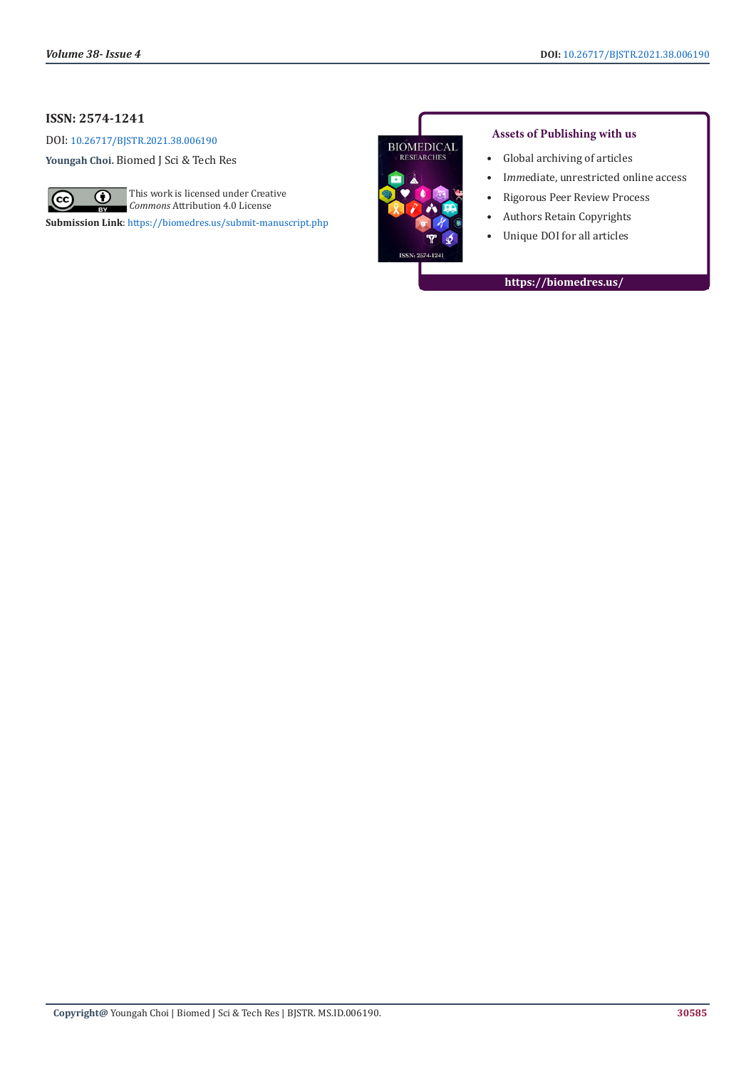**ISSN: 2574-1241**

DOI: 10.26717/BJSTR.2021.38.006190

**Youngah Choi.** Biomed J Sci & Tech Res

This work is licensed under Creative *Commons* Attribution 4.0 License

**Submission Link**: https://biomedres.us/submit-manuscript.php

### Assets of Publishing with us

- Global archiving of articles
- Immediate, unrestricted online access
- Rigorous Peer Review Process
- Authors Retain Copyrights
- Unique DOI for all articles

**https://biomedres.us/**